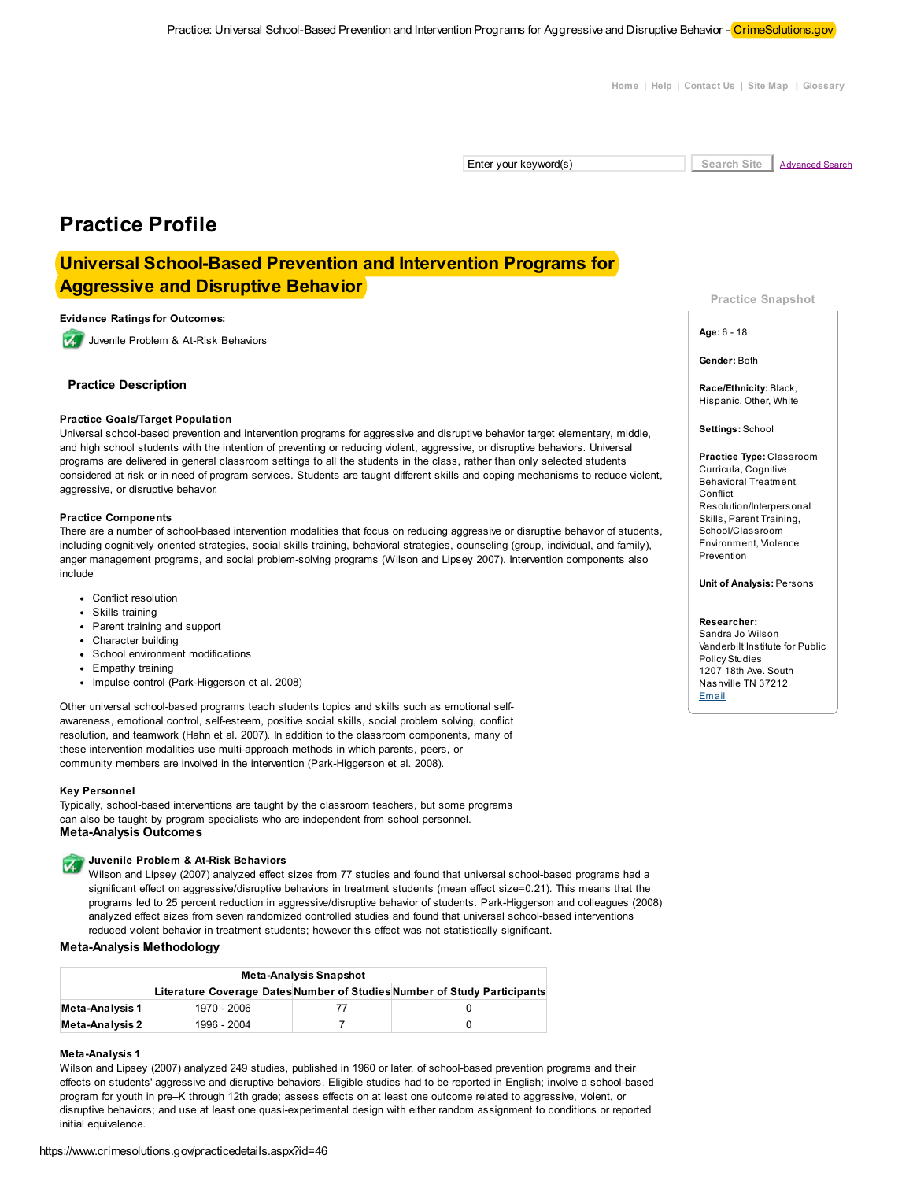Home | Help | Contact Us | Site Map | Glossary

Enter your keyword(s) Search Site Advanced Search

# Practice Profile

## Universal School-Based Prevention and Intervention Programs for Aggressive and Disruptive Behavior

**Evidence Ratings for Outcomes:**

Juvenile Problem & At-Risk Behaviors

### Practice Description

**Practice Goals/Target Population**

Universal school-based prevention and intervention programs for aggressive and disruptive behavior target elementary, middle, and high school students with the intention of preventing or reducing violent, aggressive, or disruptive behaviors. Universal programs are delivered in general classroom settings to all the students in the class, rather than only selected students considered at risk or in need of program services. Students are taught different skills and coping mechanisms to reduce violent, aggressive, or disruptive behavior.

**Practice Components**

There are a number of school-based intervention modalities that focus on reducing aggressive or disruptive behavior of students, including cognitively oriented strategies, social skills training, behavioral strategies, counseling (group, individual, and family), anger management programs, and social problem-solving programs (Wilson and Lipsey 2007). Intervention components also include

- Conflict resolution
- Skills training
- Parent training and support
- Character building
- School environment modifications
- Empathy training
- Impulse control (Park-Higgerson et al. 2008)

Other universal school-based programs teach students topics and skills such as emotional self-awareness, emotional control, self-esteem, positive social skills, social problem solving, conflict resolution, and teamwork (Hahn et al. 2007). In addition to the classroom components, many of these intervention modalities use multi-approach methods in which parents, peers, or community members are involved in the intervention (Park-Higgerson et al. 2008).

**Key Personnel**

Typically, school-based interventions are taught by the classroom teachers, but some programs can also be taught by program specialists who are independent from school personnel.

**Practice Snapshot**

**Age:** 6 - 18

**Gender:** Both

**Race/Ethnicity:** Black, Hispanic, Other, White

**Settings:** School

**Practice Type:** Classroom Curricula, Cognitive Behavioral Treatment, Conflict Resolution/Interpersonal Skills, Parent Training, School/Classroom Environment, Violence Prevention

**Unit of Analysis:** Persons

**Researcher:**
Sandra Jo Wilson
Vanderbilt Institute for Public Policy Studies
1207 18th Ave. South
Nashville TN 37212
Email

### Meta-Analysis Outcomes

**Juvenile Problem & At-Risk Behaviors**

Wilson and Lipsey (2007) analyzed effect sizes from 77 studies and found that universal school-based programs had a significant effect on aggressive/disruptive behaviors in treatment students (mean effect size=0.21). This means that the programs led to 25 percent reduction in aggressive/disruptive behavior of students. Park-Higgerson and colleagues (2008) analyzed effect sizes from seven randomized controlled studies and found that universal school-based interventions reduced violent behavior in treatment students; however this effect was not statistically significant.

### Meta-Analysis Methodology

| Meta-Analysis Snapshot | | | |
|---|---|---|---|
| | Literature Coverage Dates | Number of Studies | Number of Study Participants |
| **Meta-Analysis 1** | 1970 - 2006 | 77 | 0 |
| **Meta-Analysis 2** | 1996 - 2004 | 7 | 0 |

**Meta-Analysis 1**

Wilson and Lipsey (2007) analyzed 249 studies, published in 1960 or later, of school-based prevention programs and their effects on students' aggressive and disruptive behaviors. Eligible studies had to be reported in English; involve a school-based program for youth in pre–K through 12th grade; assess effects on at least one outcome related to aggressive, violent, or disruptive behaviors; and use at least one quasi-experimental design with either random assignment to conditions or reported initial equivalence.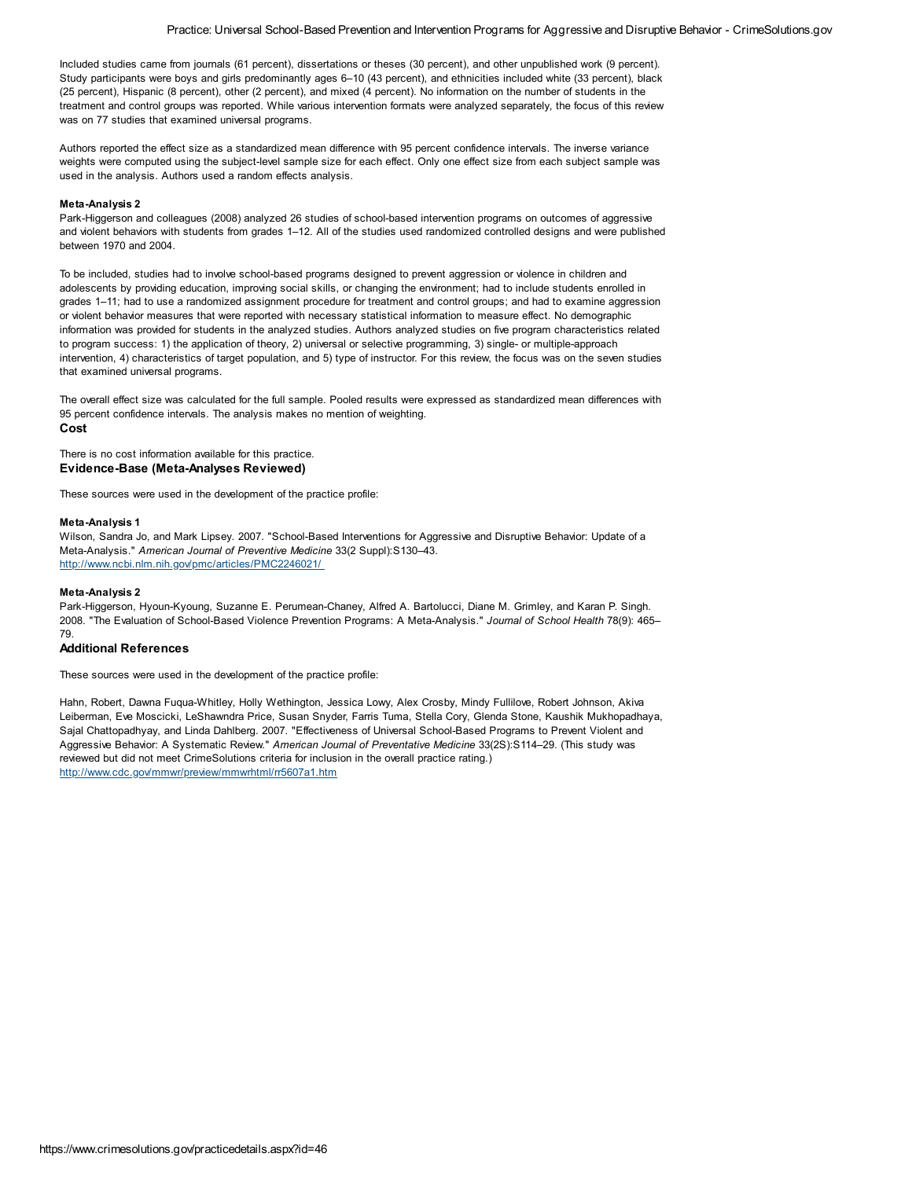Included studies came from journals (61 percent), dissertations or theses (30 percent), and other unpublished work (9 percent). Study participants were boys and girls predominantly ages 6–10 (43 percent), and ethnicities included white (33 percent), black (25 percent), Hispanic (8 percent), other (2 percent), and mixed (4 percent). No information on the number of students in the treatment and control groups was reported. While various intervention formats were analyzed separately, the focus of this review was on 77 studies that examined universal programs.

Authors reported the effect size as a standardized mean difference with 95 percent confidence intervals. The inverse variance weights were computed using the subject-level sample size for each effect. Only one effect size from each subject sample was used in the analysis. Authors used a random effects analysis.

**Meta-Analysis 2**
Park-Higgerson and colleagues (2008) analyzed 26 studies of school-based intervention programs on outcomes of aggressive and violent behaviors with students from grades 1–12. All of the studies used randomized controlled designs and were published between 1970 and 2004.

To be included, studies had to involve school-based programs designed to prevent aggression or violence in children and adolescents by providing education, improving social skills, or changing the environment; had to include students enrolled in grades 1–11; had to use a randomized assignment procedure for treatment and control groups; and had to examine aggression or violent behavior measures that were reported with necessary statistical information to measure effect. No demographic information was provided for students in the analyzed studies. Authors analyzed studies on five program characteristics related to program success: 1) the application of theory, 2) universal or selective programming, 3) single- or multiple-approach intervention, 4) characteristics of target population, and 5) type of instructor. For this review, the focus was on the seven studies that examined universal programs.

The overall effect size was calculated for the full sample. Pooled results were expressed as standardized mean differences with 95 percent confidence intervals. The analysis makes no mention of weighting.

### Cost

There is no cost information available for this practice.

### Evidence-Base (Meta-Analyses Reviewed)

These sources were used in the development of the practice profile:

**Meta-Analysis 1**
Wilson, Sandra Jo, and Mark Lipsey. 2007. "School-Based Interventions for Aggressive and Disruptive Behavior: Update of a Meta-Analysis." *American Journal of Preventive Medicine* 33(2 Suppl):S130–43.
http://www.ncbi.nlm.nih.gov/pmc/articles/PMC2246021/

**Meta-Analysis 2**
Park-Higgerson, Hyoun-Kyoung, Suzanne E. Perumean-Chaney, Alfred A. Bartolucci, Diane M. Grimley, and Karan P. Singh. 2008. "The Evaluation of School-Based Violence Prevention Programs: A Meta-Analysis." *Journal of School Health* 78(9): 465–79.

### Additional References

These sources were used in the development of the practice profile:

Hahn, Robert, Dawna Fuqua-Whitley, Holly Wethington, Jessica Lowy, Alex Crosby, Mindy Fullilove, Robert Johnson, Akiva Leiberman, Eve Moscicki, LeShawndra Price, Susan Snyder, Farris Tuma, Stella Cory, Glenda Stone, Kaushik Mukhopadhaya, Sajal Chattopadhyay, and Linda Dahlberg. 2007. "Effectiveness of Universal School-Based Programs to Prevent Violent and Aggressive Behavior: A Systematic Review." *American Journal of Preventative Medicine* 33(2S):S114–29. (This study was reviewed but did not meet CrimeSolutions criteria for inclusion in the overall practice rating.)
http://www.cdc.gov/mmwr/preview/mmwrhtml/rr5607a1.htm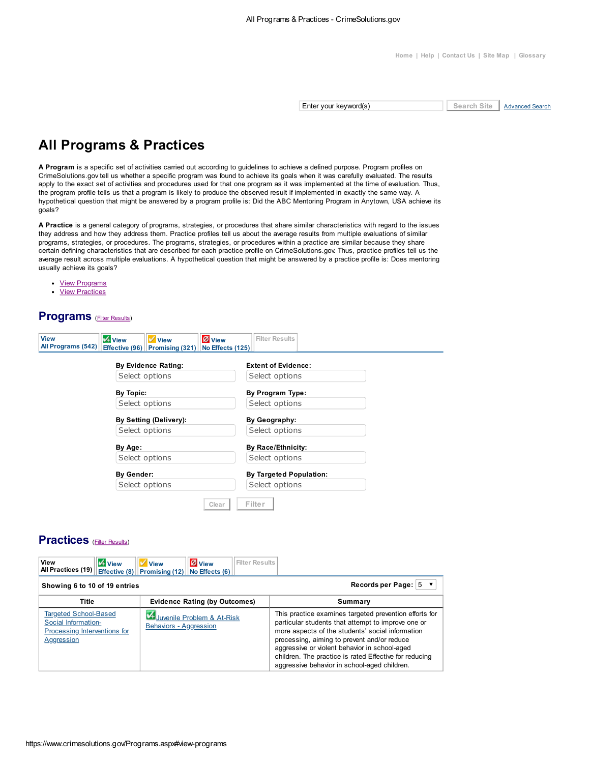Home | Help | Contact Us | Site Map | Glossary

Enter your keyword(s) Search Site Advanced Search

# All Programs & Practices

**A Program** is a specific set of activities carried out according to guidelines to achieve a defined purpose. Program profiles on CrimeSolutions.gov tell us whether a specific program was found to achieve its goals when it was carefully evaluated. The results apply to the exact set of activities and procedures used for that one program as it was implemented at the time of evaluation. Thus, the program profile tells us that a program is likely to produce the observed result if implemented in exactly the same way. A hypothetical question that might be answered by a program profile is: Did the ABC Mentoring Program in Anytown, USA achieve its goals?

**A Practice** is a general category of programs, strategies, or procedures that share similar characteristics with regard to the issues they address and how they address them. Practice profiles tell us about the average results from multiple evaluations of similar programs, strategies, or procedures. The programs, strategies, or procedures within a practice are similar because they share certain defining characteristics that are described for each practice profile on CrimeSolutions.gov. Thus, practice profiles tell us the average result across multiple evaluations. A hypothetical question that might be answered by a practice profile is: Does mentoring usually achieve its goals?

- View Programs
- View Practices

## Programs (Filter Results)

View All Programs (542) | View Effective (96) | View Promising (321) | View No Effects (125) | Filter Results

**By Evidence Rating:** Select options

**Extent of Evidence:** Select options

**By Topic:** Select options

**By Program Type:** Select options

**By Setting (Delivery):** Select options

**By Geography:** Select options

**By Age:** Select options

**By Race/Ethnicity:** Select options

**By Gender:** Select options

**By Targeted Population:** Select options

Clear Filter

## Practices (Filter Results)

View All Practices (19) | View Effective (8) | View Promising (12) | View No Effects (6) | Filter Results

**Showing 6 to 10 of 19 entries** **Records per Page:** 5

| Title | Evidence Rating (by Outcomes) | Summary |
|---|---|---|
| Targeted School-Based Social Information-Processing Interventions for Aggression | Juvenile Problem & At-Risk Behaviors - Aggression | This practice examines targeted prevention efforts for particular students that attempt to improve one or more aspects of the students' social information processing, aiming to prevent and/or reduce aggressive or violent behavior in school-aged children. The practice is rated Effective for reducing aggressive behavior in school-aged children. |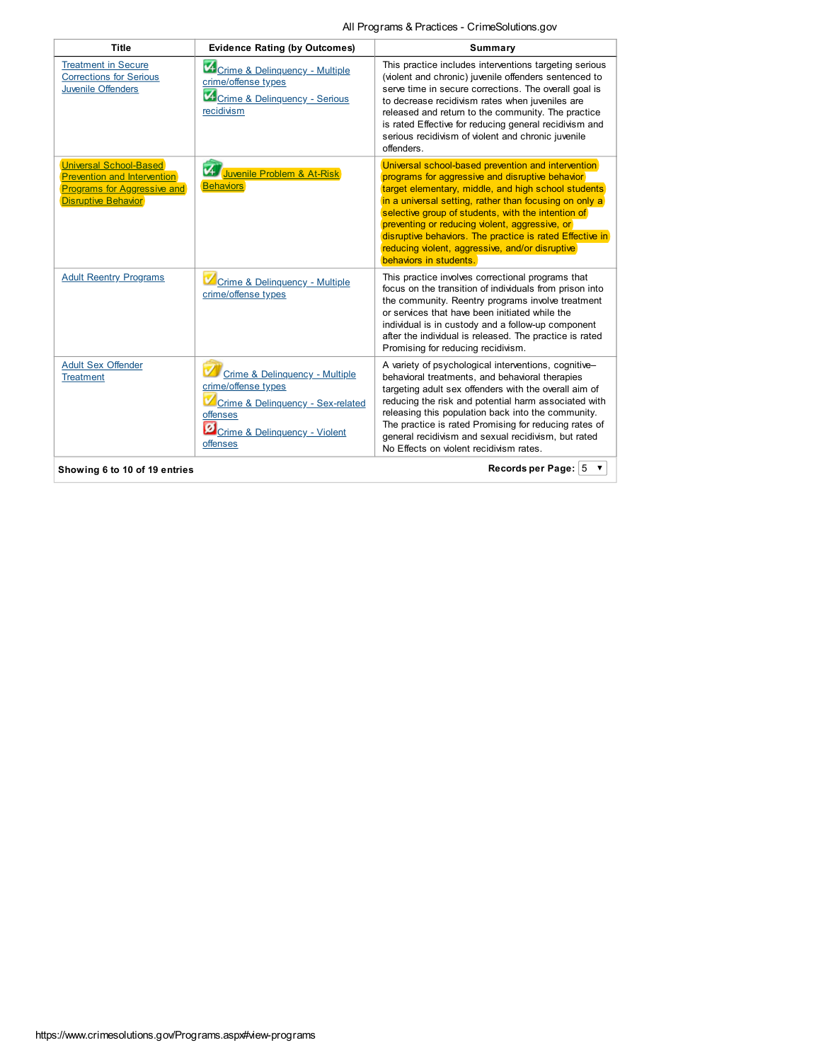| Title | Evidence Rating (by Outcomes) | Summary |
|---|---|---|
| Treatment in Secure Corrections for Serious Juvenile Offenders | Crime & Delinquency - Multiple crime/offense types<br>Crime & Delinquency - Serious recidivism | This practice includes interventions targeting serious (violent and chronic) juvenile offenders sentenced to serve time in secure corrections. The overall goal is to decrease recidivism rates when juveniles are released and return to the community. The practice is rated Effective for reducing general recidivism and serious recidivism of violent and chronic juvenile offenders. |
| Universal School-Based Prevention and Intervention Programs for Aggressive and Disruptive Behavior | Juvenile Problem & At-Risk Behaviors | Universal school-based prevention and intervention programs for aggressive and disruptive behavior target elementary, middle, and high school students in a universal setting, rather than focusing on only a selective group of students, with the intention of preventing or reducing violent, aggressive, or disruptive behaviors. The practice is rated Effective in reducing violent, aggressive, and/or disruptive behaviors in students. |
| Adult Reentry Programs | Crime & Delinquency - Multiple crime/offense types | This practice involves correctional programs that focus on the transition of individuals from prison into the community. Reentry programs involve treatment or services that have been initiated while the individual is in custody and a follow-up component after the individual is released. The practice is rated Promising for reducing recidivism. |
| Adult Sex Offender Treatment | Crime & Delinquency - Multiple crime/offense types<br>Crime & Delinquency - Sex-related offenses<br>Crime & Delinquency - Violent offenses | A variety of psychological interventions, cognitive–behavioral treatments, and behavioral therapies targeting adult sex offenders with the overall aim of reducing the risk and potential harm associated with releasing this population back into the community. The practice is rated Promising for reducing rates of general recidivism and sexual recidivism, but rated No Effects on violent recidivism rates. |

**Showing 6 to 10 of 19 entries** **Records per Page:** 5